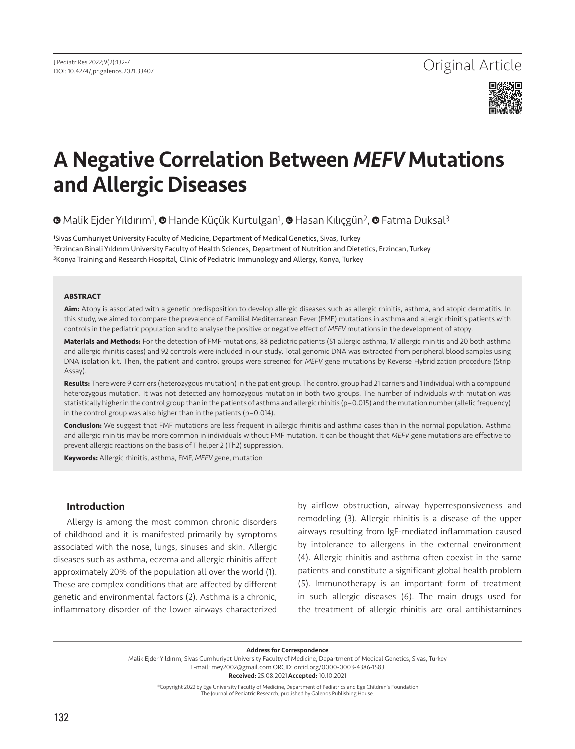Original Article

# A Negative Correlation Between *MEFV* Mutations and Allergic Diseases

Malik Ejder Yıldırım[1], Hande Küçük Kurtulgan[1], Hasan Kılıçgün[2], Fatma Duksal[3]

[1]Sivas Cumhuriyet University Faculty of Medicine, Department of Medical Genetics, Sivas, Turkey
[2]Erzincan Binali Yıldırım University Faculty of Health Sciences, Department of Nutrition and Dietetics, Erzincan, Turkey
[3]Konya Training and Research Hospital, Clinic of Pediatric Immunology and Allergy, Konya, Turkey

### ABSTRACT

**Aim:** Atopy is associated with a genetic predisposition to develop allergic diseases such as allergic rhinitis, asthma, and atopic dermatitis. In this study, we aimed to compare the prevalence of Familial Mediterranean Fever (FMF) mutations in asthma and allergic rhinitis patients with controls in the pediatric population and to analyse the positive or negative effect of *MEFV* mutations in the development of atopy.

**Materials and Methods:** For the detection of FMF mutations, 88 pediatric patients (51 allergic asthma, 17 allergic rhinitis and 20 both asthma and allergic rhinitis cases) and 92 controls were included in our study. Total genomic DNA was extracted from peripheral blood samples using DNA isolation kit. Then, the patient and control groups were screened for *MEFV* gene mutations by Reverse Hybridization procedure (Strip Assay).

**Results:** There were 9 carriers (heterozygous mutation) in the patient group. The control group had 21 carriers and 1 individual with a compound heterozygous mutation. It was not detected any homozygous mutation in both two groups. The number of individuals with mutation was statistically higher in the control group than in the patients of asthma and allergic rhinitis (p=0.015) and the mutation number (allelic frequency) in the control group was also higher than in the patients (p=0.014).

**Conclusion:** We suggest that FMF mutations are less frequent in allergic rhinitis and asthma cases than in the normal population. Asthma and allergic rhinitis may be more common in individuals without FMF mutation. It can be thought that *MEFV* gene mutations are effective to prevent allergic reactions on the basis of T helper 2 (Th2) suppression.

**Keywords:** Allergic rhinitis, asthma, FMF, *MEFV* gene, mutation

## Introduction

Allergy is among the most common chronic disorders of childhood and it is manifested primarily by symptoms associated with the nose, lungs, sinuses and skin. Allergic diseases such as asthma, eczema and allergic rhinitis affect approximately 20% of the population all over the world (1). These are complex conditions that are affected by different genetic and environmental factors (2). Asthma is a chronic, inflammatory disorder of the lower airways characterized by airflow obstruction, airway hyperresponsiveness and remodeling (3). Allergic rhinitis is a disease of the upper airways resulting from IgE-mediated inflammation caused by intolerance to allergens in the external environment (4). Allergic rhinitis and asthma often coexist in the same patients and constitute a significant global health problem (5). Immunotherapy is an important form of treatment in such allergic diseases (6). The main drugs used for the treatment of allergic rhinitis are oral antihistamines

**Address for Correspondence**
Malik Ejder Yıldırım, Sivas Cumhuriyet University Faculty of Medicine, Department of Medical Genetics, Sivas, Turkey
E-mail: mey2002@gmail.com ORCID: orcid.org/0000-0003-4386-1583
**Received:** 25.08.2021 **Accepted:** 10.10.2021

©Copyright 2022 by Ege University Faculty of Medicine, Department of Pediatrics and Ege Children's Foundation
The Journal of Pediatric Research, published by Galenos Publishing House.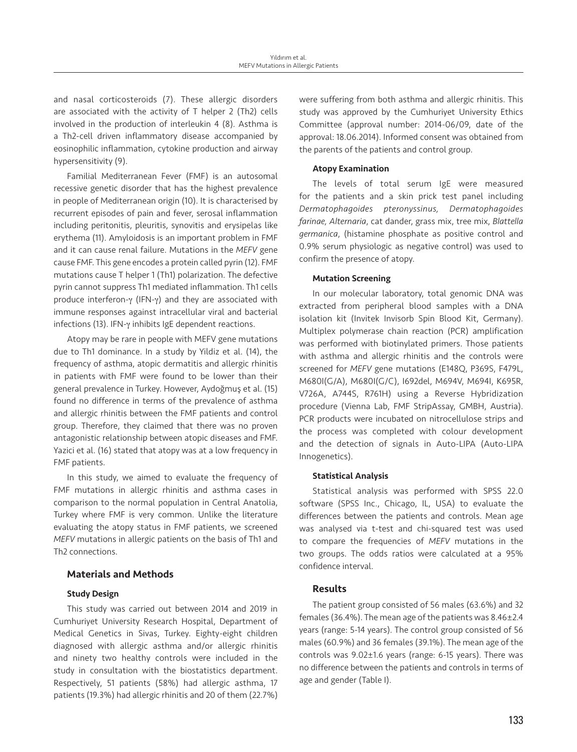and nasal corticosteroids (7). These allergic disorders are associated with the activity of T helper 2 (Th2) cells involved in the production of interleukin 4 (8). Asthma is a Th2-cell driven inflammatory disease accompanied by eosinophilic inflammation, cytokine production and airway hypersensitivity (9).

Familial Mediterranean Fever (FMF) is an autosomal recessive genetic disorder that has the highest prevalence in people of Mediterranean origin (10). It is characterised by recurrent episodes of pain and fever, serosal inflammation including peritonitis, pleuritis, synovitis and erysipelas like erythema (11). Amyloidosis is an important problem in FMF and it can cause renal failure. Mutations in the *MEFV* gene cause FMF. This gene encodes a protein called pyrin (12). FMF mutations cause T helper 1 (Th1) polarization. The defective pyrin cannot suppress Th1 mediated inflammation. Th1 cells produce interferon-γ (IFN-γ) and they are associated with immune responses against intracellular viral and bacterial infections (13). IFN-γ inhibits IgE dependent reactions.

Atopy may be rare in people with MEFV gene mutations due to Th1 dominance. In a study by Yildiz et al. (14), the frequency of asthma, atopic dermatitis and allergic rhinitis in patients with FMF were found to be lower than their general prevalence in Turkey. However, Aydoğmuş et al. (15) found no difference in terms of the prevalence of asthma and allergic rhinitis between the FMF patients and control group. Therefore, they claimed that there was no proven antagonistic relationship between atopic diseases and FMF. Yazici et al. (16) stated that atopy was at a low frequency in FMF patients.

In this study, we aimed to evaluate the frequency of FMF mutations in allergic rhinitis and asthma cases in comparison to the normal population in Central Anatolia, Turkey where FMF is very common. Unlike the literature evaluating the atopy status in FMF patients, we screened *MEFV* mutations in allergic patients on the basis of Th1 and Th2 connections.

## Materials and Methods

### Study Design

This study was carried out between 2014 and 2019 in Cumhuriyet University Research Hospital, Department of Medical Genetics in Sivas, Turkey. Eighty-eight children diagnosed with allergic asthma and/or allergic rhinitis and ninety two healthy controls were included in the study in consultation with the biostatistics department. Respectively, 51 patients (58%) had allergic asthma, 17 patients (19.3%) had allergic rhinitis and 20 of them (22.7%) were suffering from both asthma and allergic rhinitis. This study was approved by the Cumhuriyet University Ethics Committee (approval number: 2014-06/09, date of the approval: 18.06.2014). Informed consent was obtained from the parents of the patients and control group.

### Atopy Examination

The levels of total serum IgE were measured for the patients and a skin prick test panel including *Dermatophagoides pteronyssinus, Dermatophagoides farinae, Alternaria*, cat dander, grass mix, tree mix, *Blattella germanica*, (histamine phosphate as positive control and 0.9% serum physiologic as negative control) was used to confirm the presence of atopy.

### Mutation Screening

In our molecular laboratory, total genomic DNA was extracted from peripheral blood samples with a DNA isolation kit (Invitek Invisorb Spin Blood Kit, Germany). Multiplex polymerase chain reaction (PCR) amplification was performed with biotinylated primers. Those patients with asthma and allergic rhinitis and the controls were screened for *MEFV* gene mutations (E148Q, P369S, F479L, M680I(G/A), M680I(G/C), I692del, M694V, M694I, K695R, V726A, A744S, R761H) using a Reverse Hybridization procedure (Vienna Lab, FMF StripAssay, GMBH, Austria). PCR products were incubated on nitrocellulose strips and the process was completed with colour development and the detection of signals in Auto-LIPA (Auto-LIPA Innogenetics).

### Statistical Analysis

Statistical analysis was performed with SPSS 22.0 software (SPSS Inc., Chicago, IL, USA) to evaluate the differences between the patients and controls. Mean age was analysed via t-test and chi-squared test was used to compare the frequencies of *MEFV* mutations in the two groups. The odds ratios were calculated at a 95% confidence interval.

## Results

The patient group consisted of 56 males (63.6%) and 32 females (36.4%). The mean age of the patients was 8.46±2.4 years (range: 5-14 years). The control group consisted of 56 males (60.9%) and 36 females (39.1%). The mean age of the controls was 9.02±1.6 years (range: 6-15 years). There was no difference between the patients and controls in terms of age and gender (Table I).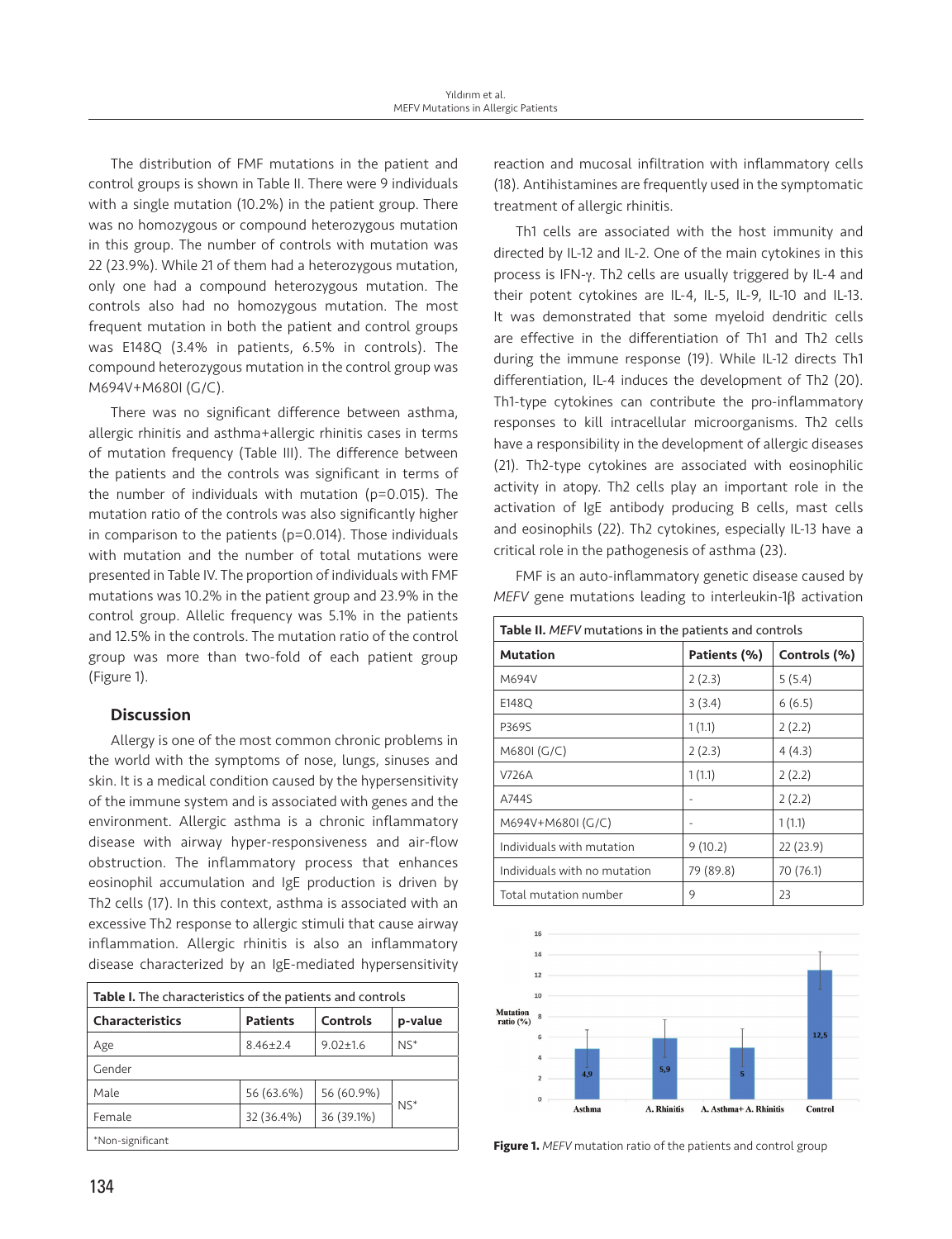The distribution of FMF mutations in the patient and control groups is shown in Table II. There were 9 individuals with a single mutation (10.2%) in the patient group. There was no homozygous or compound heterozygous mutation in this group. The number of controls with mutation was 22 (23.9%). While 21 of them had a heterozygous mutation, only one had a compound heterozygous mutation. The controls also had no homozygous mutation. The most frequent mutation in both the patient and control groups was E148Q (3.4% in patients, 6.5% in controls). The compound heterozygous mutation in the control group was M694V+M680I (G/C).

There was no significant difference between asthma, allergic rhinitis and asthma+allergic rhinitis cases in terms of mutation frequency (Table III). The difference between the patients and the controls was significant in terms of the number of individuals with mutation (p=0.015). The mutation ratio of the controls was also significantly higher in comparison to the patients (p=0.014). Those individuals with mutation and the number of total mutations were presented in Table IV. The proportion of individuals with FMF mutations was 10.2% in the patient group and 23.9% in the control group. Allelic frequency was 5.1% in the patients and 12.5% in the controls. The mutation ratio of the control group was more than two-fold of each patient group (Figure 1).

## Discussion

Allergy is one of the most common chronic problems in the world with the symptoms of nose, lungs, sinuses and skin. It is a medical condition caused by the hypersensitivity of the immune system and is associated with genes and the environment. Allergic asthma is a chronic inflammatory disease with airway hyper-responsiveness and air-flow obstruction. The inflammatory process that enhances eosinophil accumulation and IgE production is driven by Th2 cells (17). In this context, asthma is associated with an excessive Th2 response to allergic stimuli that cause airway inflammation. Allergic rhinitis is also an inflammatory disease characterized by an IgE-mediated hypersensitivity reaction and mucosal infiltration with inflammatory cells (18). Antihistamines are frequently used in the symptomatic treatment of allergic rhinitis.

**Table I.** The characteristics of the patients and controls

| Characteristics | Patients | Controls | p-value |
|---|---|---|---|
| Age | 8.46±2.4 | 9.02±1.6 | NS* |
| Gender | | | |
| Male | 56 (63.6%) | 56 (60.9%) | NS* |
| Female | 32 (36.4%) | 36 (39.1%) | |

*Non-significant

Th1 cells are associated with the host immunity and directed by IL-12 and IL-2. One of the main cytokines in this process is IFN-γ. Th2 cells are usually triggered by IL-4 and their potent cytokines are IL-4, IL-5, IL-9, IL-10 and IL-13. It was demonstrated that some myeloid dendritic cells are effective in the differentiation of Th1 and Th2 cells during the immune response (19). While IL-12 directs Th1 differentiation, IL-4 induces the development of Th2 (20). Th1-type cytokines can contribute the pro-inflammatory responses to kill intracellular microorganisms. Th2 cells have a responsibility in the development of allergic diseases (21). Th2-type cytokines are associated with eosinophilic activity in atopy. Th2 cells play an important role in the activation of IgE antibody producing B cells, mast cells and eosinophils (22). Th2 cytokines, especially IL-13 have a critical role in the pathogenesis of asthma (23).

FMF is an auto-inflammatory genetic disease caused by *MEFV* gene mutations leading to interleukin-1β activation

**Table II.** *MEFV* mutations in the patients and controls

| Mutation | Patients (%) | Controls (%) |
|---|---|---|
| M694V | 2 (2.3) | 5 (5.4) |
| E148Q | 3 (3.4) | 6 (6.5) |
| P369S | 1 (1.1) | 2 (2.2) |
| M680I (G/C) | 2 (2.3) | 4 (4.3) |
| V726A | 1 (1.1) | 2 (2.2) |
| A744S | - | 2 (2.2) |
| M694V+M680I (G/C) | - | 1 (1.1) |
| Individuals with mutation | 9 (10.2) | 22 (23.9) |
| Individuals with no mutation | 79 (89.8) | 70 (76.1) |
| Total mutation number | 9 | 23 |

**Figure 1.** *MEFV* mutation ratio of the patients and control group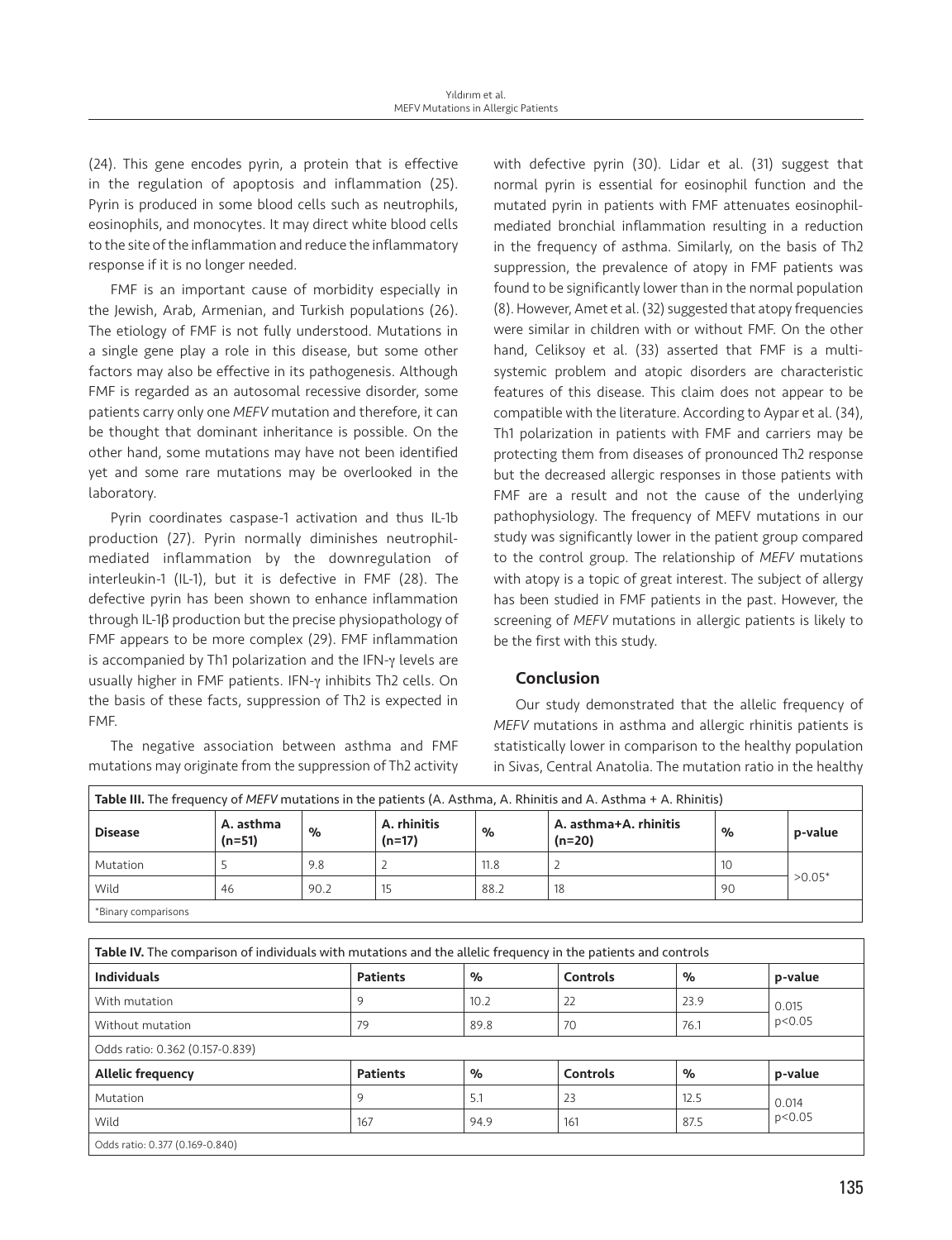(24). This gene encodes pyrin, a protein that is effective in the regulation of apoptosis and inflammation (25). Pyrin is produced in some blood cells such as neutrophils, eosinophils, and monocytes. It may direct white blood cells to the site of the inflammation and reduce the inflammatory response if it is no longer needed.

FMF is an important cause of morbidity especially in the Jewish, Arab, Armenian, and Turkish populations (26). The etiology of FMF is not fully understood. Mutations in a single gene play a role in this disease, but some other factors may also be effective in its pathogenesis. Although FMF is regarded as an autosomal recessive disorder, some patients carry only one *MEFV* mutation and therefore, it can be thought that dominant inheritance is possible. On the other hand, some mutations may have not been identified yet and some rare mutations may be overlooked in the laboratory.

Pyrin coordinates caspase-1 activation and thus IL-1b production (27). Pyrin normally diminishes neutrophil-mediated inflammation by the downregulation of interleukin-1 (IL-1), but it is defective in FMF (28). The defective pyrin has been shown to enhance inflammation through IL-1β production but the precise physiopathology of FMF appears to be more complex (29). FMF inflammation is accompanied by Th1 polarization and the IFN-γ levels are usually higher in FMF patients. IFN-γ inhibits Th2 cells. On the basis of these facts, suppression of Th2 is expected in FMF.

The negative association between asthma and FMF mutations may originate from the suppression of Th2 activity with defective pyrin (30). Lidar et al. (31) suggest that normal pyrin is essential for eosinophil function and the mutated pyrin in patients with FMF attenuates eosinophil-mediated bronchial inflammation resulting in a reduction in the frequency of asthma. Similarly, on the basis of Th2 suppression, the prevalence of atopy in FMF patients was found to be significantly lower than in the normal population (8). However, Amet et al. (32) suggested that atopy frequencies were similar in children with or without FMF. On the other hand, Celiksoy et al. (33) asserted that FMF is a multi-systemic problem and atopic disorders are characteristic features of this disease. This claim does not appear to be compatible with the literature. According to Aypar et al. (34), Th1 polarization in patients with FMF and carriers may be protecting them from diseases of pronounced Th2 response but the decreased allergic responses in those patients with FMF are a result and not the cause of the underlying pathophysiology. The frequency of MEFV mutations in our study was significantly lower in the patient group compared to the control group. The relationship of *MEFV* mutations with atopy is a topic of great interest. The subject of allergy has been studied in FMF patients in the past. However, the screening of *MEFV* mutations in allergic patients is likely to be the first with this study.

## Conclusion

Our study demonstrated that the allelic frequency of *MEFV* mutations in asthma and allergic rhinitis patients is statistically lower in comparison to the healthy population in Sivas, Central Anatolia. The mutation ratio in the healthy

**Table III.** The frequency of *MEFV* mutations in the patients (A. Asthma, A. Rhinitis and A. Asthma + A. Rhinitis)

| Disease | A. asthma (n=51) | % | A. rhinitis (n=17) | % | A. asthma+A. rhinitis (n=20) | % | p-value |
|---|---|---|---|---|---|---|---|
| Mutation | 5 | 9.8 | 2 | 11.8 | 2 | 10 | >0.05* |
| Wild | 46 | 90.2 | 15 | 88.2 | 18 | 90 | |

*Binary comparisons

**Table IV.** The comparison of individuals with mutations and the allelic frequency in the patients and controls

| Individuals | Patients | % | Controls | % | p-value |
|---|---|---|---|---|---|
| With mutation | 9 | 10.2 | 22 | 23.9 | 0.015 $p<0.05$ |
| Without mutation | 79 | 89.8 | 70 | 76.1 | |
| Odds ratio: 0.362 (0.157-0.839) | | | | | |
| **Allelic frequency** | **Patients** | **%** | **Controls** | **%** | **p-value** |
| Mutation | 9 | 5.1 | 23 | 12.5 | 0.014 $p<0.05$ |
| Wild | 167 | 94.9 | 161 | 87.5 | |
| Odds ratio: 0.377 (0.169-0.840) | | | | | |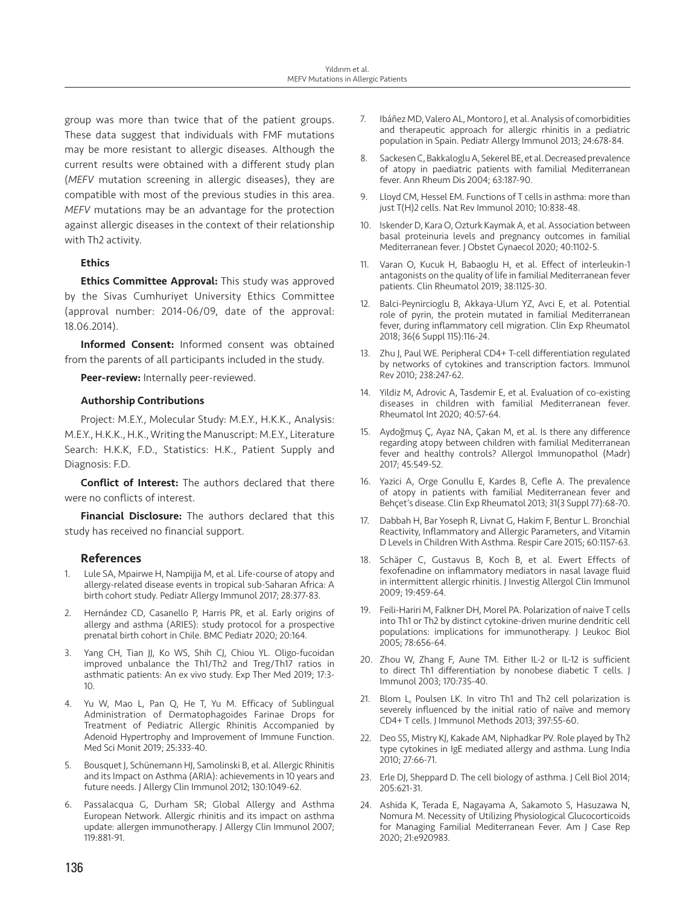group was more than twice that of the patient groups. These data suggest that individuals with FMF mutations may be more resistant to allergic diseases. Although the current results were obtained with a different study plan (*MEFV* mutation screening in allergic diseases), they are compatible with most of the previous studies in this area. *MEFV* mutations may be an advantage for the protection against allergic diseases in the context of their relationship with Th2 activity.

### Ethics

**Ethics Committee Approval:** This study was approved by the Sivas Cumhuriyet University Ethics Committee (approval number: 2014-06/09, date of the approval: 18.06.2014).

**Informed Consent:** Informed consent was obtained from the parents of all participants included in the study.

**Peer-review:** Internally peer-reviewed.

### Authorship Contributions

Project: M.E.Y., Molecular Study: M.E.Y., H.K.K., Analysis: M.E.Y., H.K.K., H.K., Writing the Manuscript: M.E.Y., Literature Search: H.K.K, F.D., Statistics: H.K., Patient Supply and Diagnosis: F.D.

**Conflict of Interest:** The authors declared that there were no conflicts of interest.

**Financial Disclosure:** The authors declared that this study has received no financial support.

## References

1. Lule SA, Mpairwe H, Nampijja M, et al. Life-course of atopy and allergy-related disease events in tropical sub-Saharan Africa: A birth cohort study. Pediatr Allergy Immunol 2017; 28:377-83.
2. Hernández CD, Casanello P, Harris PR, et al. Early origins of allergy and asthma (ARIES): study protocol for a prospective prenatal birth cohort in Chile. BMC Pediatr 2020; 20:164.
3. Yang CH, Tian JJ, Ko WS, Shih CJ, Chiou YL. Oligo-fucoidan improved unbalance the Th1/Th2 and Treg/Th17 ratios in asthmatic patients: An ex vivo study. Exp Ther Med 2019; 17:3-10.
4. Yu W, Mao L, Pan Q, He T, Yu M. Efficacy of Sublingual Administration of Dermatophagoides Farinae Drops for Treatment of Pediatric Allergic Rhinitis Accompanied by Adenoid Hypertrophy and Improvement of Immune Function. Med Sci Monit 2019; 25:333-40.
5. Bousquet J, Schünemann HJ, Samolinski B, et al. Allergic Rhinitis and its Impact on Asthma (ARIA): achievements in 10 years and future needs. J Allergy Clin Immunol 2012; 130:1049-62.
6. Passalacqua G, Durham SR; Global Allergy and Asthma European Network. Allergic rhinitis and its impact on asthma update: allergen immunotherapy. J Allergy Clin Immunol 2007; 119:881-91.
7. Ibáñez MD, Valero AL, Montoro J, et al. Analysis of comorbidities and therapeutic approach for allergic rhinitis in a pediatric population in Spain. Pediatr Allergy Immunol 2013; 24:678-84.
8. Sackesen C, Bakkaloglu A, Sekerel BE, et al. Decreased prevalence of atopy in paediatric patients with familial Mediterranean fever. Ann Rheum Dis 2004; 63:187-90.
9. Lloyd CM, Hessel EM. Functions of T cells in asthma: more than just T(H)2 cells. Nat Rev Immunol 2010; 10:838-48.
10. Iskender D, Kara O, Ozturk Kaymak A, et al. Association between basal proteinuria levels and pregnancy outcomes in familial Mediterranean fever. J Obstet Gynaecol 2020; 40:1102-5.
11. Varan O, Kucuk H, Babaoglu H, et al. Effect of interleukin-1 antagonists on the quality of life in familial Mediterranean fever patients. Clin Rheumatol 2019; 38:1125-30.
12. Balci-Peynircioglu B, Akkaya-Ulum YZ, Avci E, et al. Potential role of pyrin, the protein mutated in familial Mediterranean fever, during inflammatory cell migration. Clin Exp Rheumatol 2018; 36(6 Suppl 115):116-24.
13. Zhu J, Paul WE. Peripheral CD4+ T-cell differentiation regulated by networks of cytokines and transcription factors. Immunol Rev 2010; 238:247-62.
14. Yildiz M, Adrovic A, Tasdemir E, et al. Evaluation of co-existing diseases in children with familial Mediterranean fever. Rheumatol Int 2020; 40:57-64.
15. Aydoğmuş Ç, Ayaz NA, Çakan M, et al. Is there any difference regarding atopy between children with familial Mediterranean fever and healthy controls? Allergol Immunopathol (Madr) 2017; 45:549-52.
16. Yazici A, Orge Gonullu E, Kardes B, Cefle A. The prevalence of atopy in patients with familial Mediterranean fever and Behçet's disease. Clin Exp Rheumatol 2013; 31(3 Suppl 77):68-70.
17. Dabbah H, Bar Yoseph R, Livnat G, Hakim F, Bentur L. Bronchial Reactivity, Inflammatory and Allergic Parameters, and Vitamin D Levels in Children With Asthma. Respir Care 2015; 60:1157-63.
18. Schäper C, Gustavus B, Koch B, et al. Ewert Effects of fexofenadine on inflammatory mediators in nasal lavage fluid in intermittent allergic rhinitis. J Investig Allergol Clin Immunol 2009; 19:459-64.
19. Feili-Hariri M, Falkner DH, Morel PA. Polarization of naive T cells into Th1 or Th2 by distinct cytokine-driven murine dendritic cell populations: implications for immunotherapy. J Leukoc Biol 2005; 78:656-64.
20. Zhou W, Zhang F, Aune TM. Either IL-2 or IL-12 is sufficient to direct Th1 differentiation by nonobese diabetic T cells. J Immunol 2003; 170:735-40.
21. Blom L, Poulsen LK. In vitro Th1 and Th2 cell polarization is severely influenced by the initial ratio of naïve and memory CD4+ T cells. J Immunol Methods 2013; 397:55-60.
22. Deo SS, Mistry KJ, Kakade AM, Niphadkar PV. Role played by Th2 type cytokines in IgE mediated allergy and asthma. Lung India 2010; 27:66-71.
23. Erle DJ, Sheppard D. The cell biology of asthma. J Cell Biol 2014; 205:621-31.
24. Ashida K, Terada E, Nagayama A, Sakamoto S, Hasuzawa N, Nomura M. Necessity of Utilizing Physiological Glucocorticoids for Managing Familial Mediterranean Fever. Am J Case Rep 2020; 21:e920983.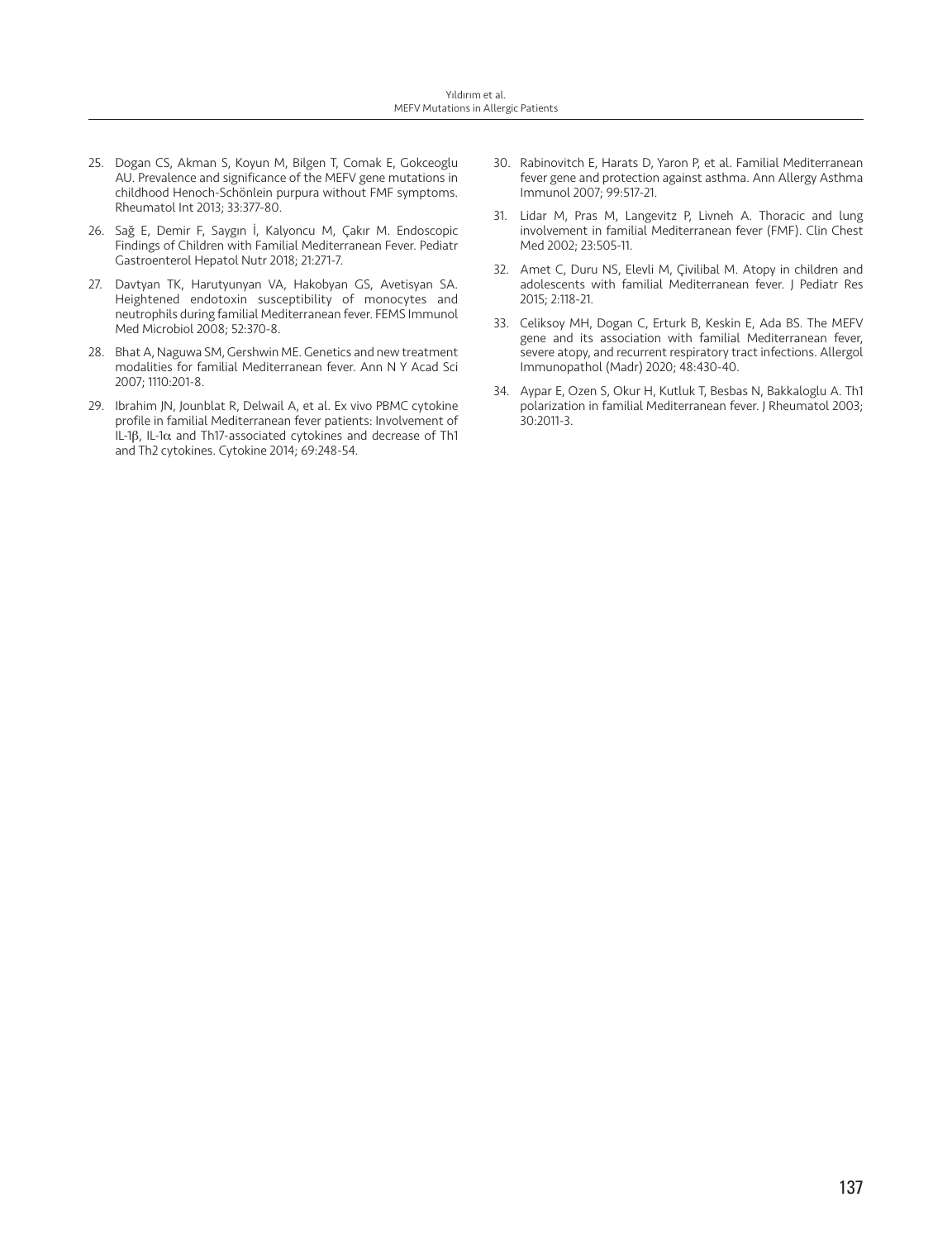25. Dogan CS, Akman S, Koyun M, Bilgen T, Comak E, Gokceoglu AU. Prevalence and significance of the MEFV gene mutations in childhood Henoch-Schönlein purpura without FMF symptoms. Rheumatol Int 2013; 33:377-80.
26. Sağ E, Demir F, Saygın İ, Kalyoncu M, Çakır M. Endoscopic Findings of Children with Familial Mediterranean Fever. Pediatr Gastroenterol Hepatol Nutr 2018; 21:271-7.
27. Davtyan TK, Harutyunyan VA, Hakobyan GS, Avetisyan SA. Heightened endotoxin susceptibility of monocytes and neutrophils during familial Mediterranean fever. FEMS Immunol Med Microbiol 2008; 52:370-8.
28. Bhat A, Naguwa SM, Gershwin ME. Genetics and new treatment modalities for familial Mediterranean fever. Ann N Y Acad Sci 2007; 1110:201-8.
29. Ibrahim JN, Jounblat R, Delwail A, et al. Ex vivo PBMC cytokine profile in familial Mediterranean fever patients: Involvement of IL-1β, IL-1α and Th17-associated cytokines and decrease of Th1 and Th2 cytokines. Cytokine 2014; 69:248-54.
30. Rabinovitch E, Harats D, Yaron P, et al. Familial Mediterranean fever gene and protection against asthma. Ann Allergy Asthma Immunol 2007; 99:517-21.
31. Lidar M, Pras M, Langevitz P, Livneh A. Thoracic and lung involvement in familial Mediterranean fever (FMF). Clin Chest Med 2002; 23:505-11.
32. Amet C, Duru NS, Elevli M, Çivilibal M. Atopy in children and adolescents with familial Mediterranean fever. J Pediatr Res 2015; 2:118-21.
33. Celiksoy MH, Dogan C, Erturk B, Keskin E, Ada BS. The MEFV gene and its association with familial Mediterranean fever, severe atopy, and recurrent respiratory tract infections. Allergol Immunopathol (Madr) 2020; 48:430-40.
34. Aypar E, Ozen S, Okur H, Kutluk T, Besbas N, Bakkaloglu A. Th1 polarization in familial Mediterranean fever. J Rheumatol 2003; 30:2011-3.